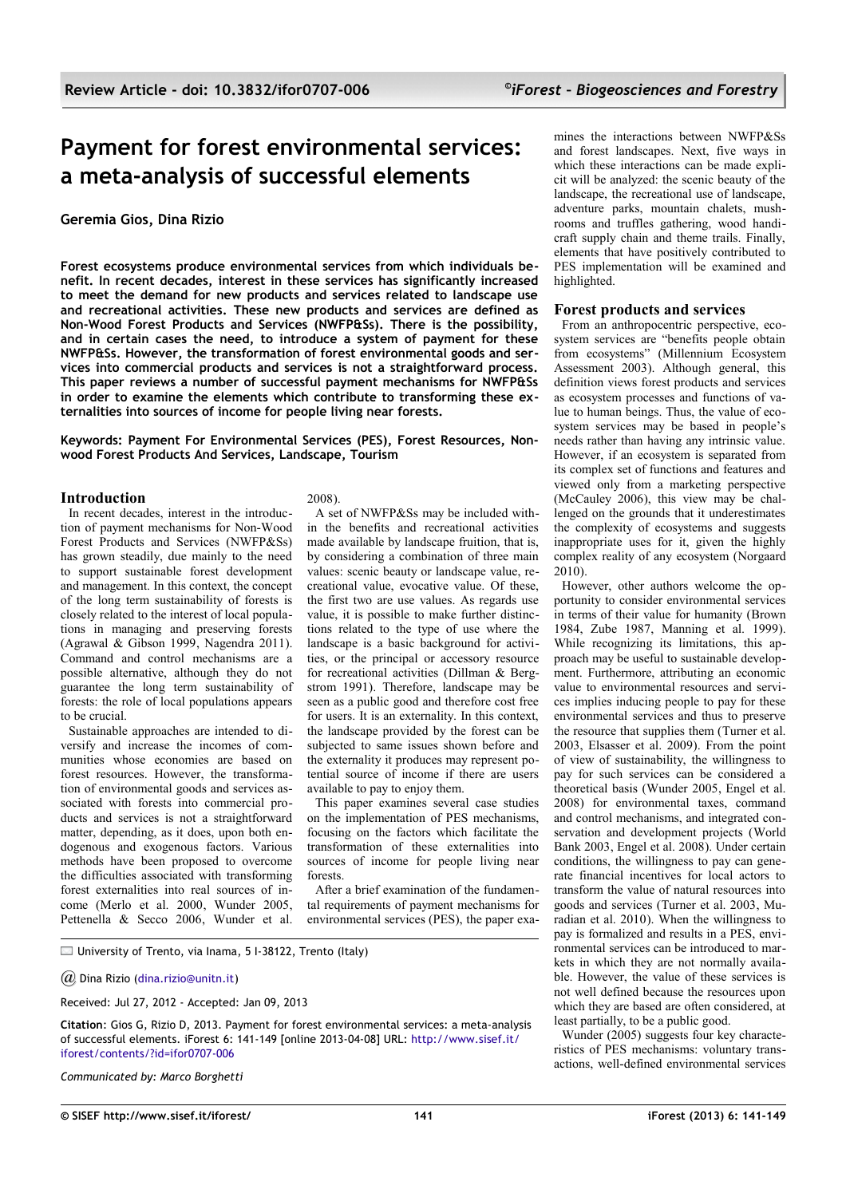# Payment for forest environmental services: a meta-analysis of successful elements

**Geremia Gios, Dina Rizio**

**Forest ecosystems produce environmental services from which individuals benefit. In recent decades, interest in these services has significantly increased to meet the demand for new products and services related to landscape use and recreational activities. These new products and services are defined as Non-Wood Forest Products and Services (NWFP&Ss). There is the possibility, and in certain cases the need, to introduce a system of payment for these NWFP&Ss. However, the transformation of forest environmental goods and services into commercial products and services is not a straightforward process. This paper reviews a number of successful payment mechanisms for NWFP&Ss in order to examine the elements which contribute to transforming these externalities into sources of income for people living near forests.**

**Keywords: Payment For Environmental Services (PES), Forest Resources, Non-wood Forest Products And Services, Landscape, Tourism**

## Introduction

In recent decades, interest in the introduction of payment mechanisms for Non-Wood Forest Products and Services (NWFP&Ss) has grown steadily, due mainly to the need to support sustainable forest development and management. In this context, the concept of the long term sustainability of forests is closely related to the interest of local populations in managing and preserving forests (Agrawal & Gibson 1999, Nagendra 2011). Command and control mechanisms are a possible alternative, although they do not guarantee the long term sustainability of forests: the role of local populations appears to be crucial.

Sustainable approaches are intended to diversify and increase the incomes of communities whose economies are based on forest resources. However, the transformation of environmental goods and services associated with forests into commercial products and services is not a straightforward matter, depending, as it does, upon both endogenous and exogenous factors. Various methods have been proposed to overcome the difficulties associated with transforming forest externalities into real sources of income (Merlo et al. 2000, Wunder 2005, Pettenella & Secco 2006, Wunder et al. 2008).

A set of NWFP&Ss may be included within the benefits and recreational activities made available by landscape fruition, that is, by considering a combination of three main values: scenic beauty or landscape value, recreational value, evocative value. Of these, the first two are use values. As regards use value, it is possible to make further distinctions related to the type of use where the landscape is a basic background for activities, or the principal or accessory resource for recreational activities (Dillman & Bergstrom 1991). Therefore, landscape may be seen as a public good and therefore cost free for users. It is an externality. In this context, the landscape provided by the forest can be subjected to same issues shown before and the externality it produces may represent potential source of income if there are users available to pay to enjoy them.

This paper examines several case studies on the implementation of PES mechanisms, focusing on the factors which facilitate the transformation of these externalities into sources of income for people living near forests.

After a brief examination of the fundamental requirements of payment mechanisms for environmental services (PES), the paper examines the interactions between NWFP&Ss and forest landscapes. Next, five ways in which these interactions can be made explicit will be analyzed: the scenic beauty of the landscape, the recreational use of landscape, adventure parks, mountain chalets, mushrooms and truffles gathering, wood handicraft supply chain and theme trails. Finally, elements that have positively contributed to PES implementation will be examined and highlighted.

## Forest products and services

From an anthropocentric perspective, ecosystem services are "benefits people obtain from ecosystems" (Millennium Ecosystem Assessment 2003). Although general, this definition views forest products and services as ecosystem processes and functions of value to human beings. Thus, the value of ecosystem services may be based in people's needs rather than having any intrinsic value. However, if an ecosystem is separated from its complex set of functions and features and viewed only from a marketing perspective (McCauley 2006), this view may be challenged on the grounds that it underestimates the complexity of ecosystems and suggests inappropriate uses for it, given the highly complex reality of any ecosystem (Norgaard 2010).

However, other authors welcome the opportunity to consider environmental services in terms of their value for humanity (Brown 1984, Zube 1987, Manning et al. 1999). While recognizing its limitations, this approach may be useful to sustainable development. Furthermore, attributing an economic value to environmental resources and services implies inducing people to pay for these environmental services and thus to preserve the resource that supplies them (Turner et al. 2003, Elsasser et al. 2009). From the point of view of sustainability, the willingness to pay for such services can be considered a theoretical basis (Wunder 2005, Engel et al. 2008) for environmental taxes, command and control mechanisms, and integrated conservation and development projects (World Bank 2003, Engel et al. 2008). Under certain conditions, the willingness to pay can generate financial incentives for local actors to transform the value of natural resources into goods and services (Turner et al. 2003, Muradian et al. 2010). When the willingness to pay is formalized and results in a PES, environmental services can be introduced to markets in which they are not normally available. However, the value of these services is not well defined because the resources upon which they are based are often considered, at least partially, to be a public good.

Wunder (2005) suggests four key characteristics of PES mechanisms: voluntary transactions, well-defined environmental services

---

University of Trento, via Inama, 5 I-38122, Trento (Italy)

@ Dina Rizio (dina.rizio@unitn.it)

Received: Jul 27, 2012 - Accepted: Jan 09, 2013

**Citation**: Gios G, Rizio D, 2013. Payment for forest environmental services: a meta-analysis of successful elements. iForest 6: 141-149 [online 2013-04-08] URL: http://www.sisef.it/iforest/contents/?id=ifor0707-006

*Communicated by: Marco Borghetti*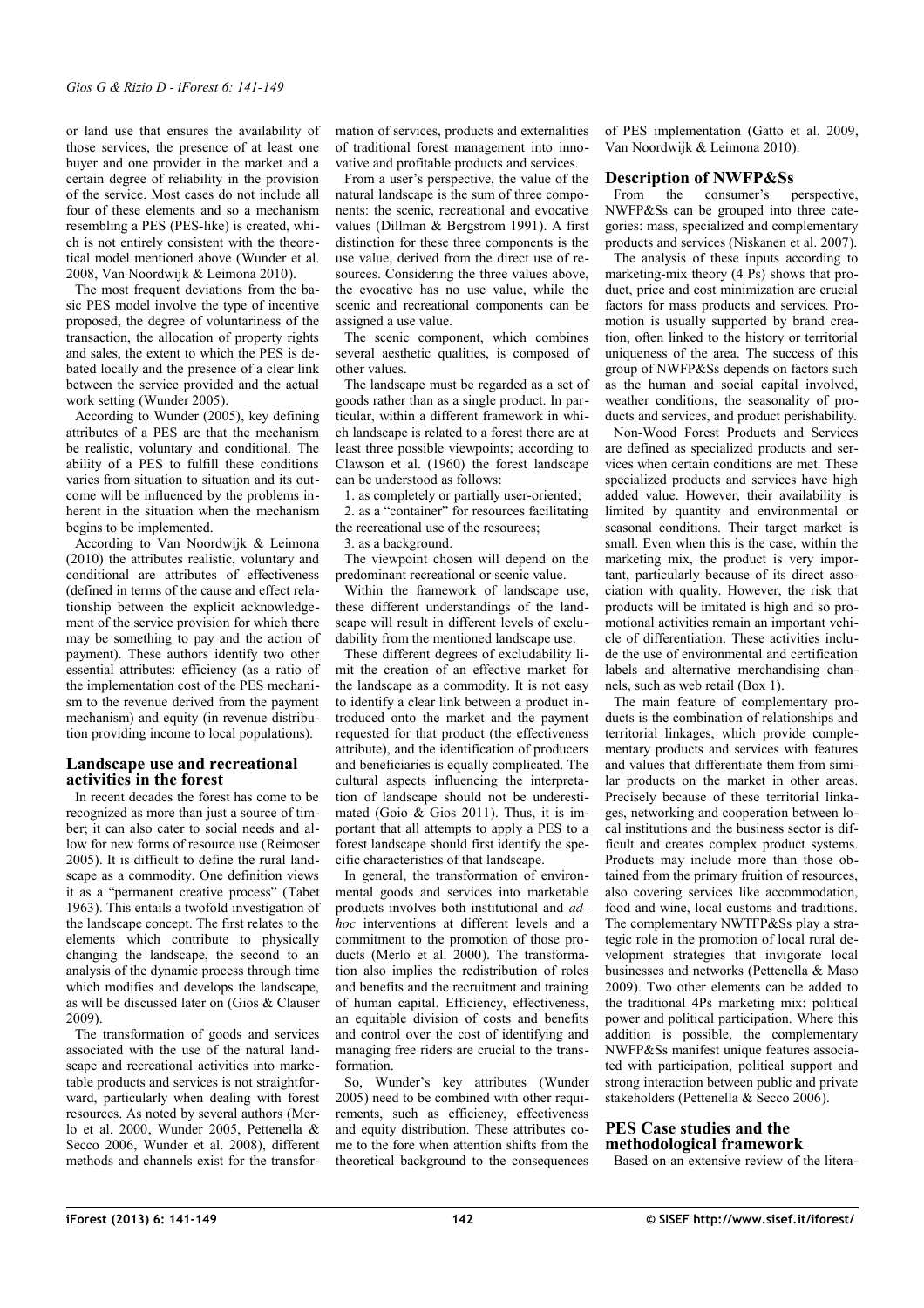or land use that ensures the availability of those services, the presence of at least one buyer and one provider in the market and a certain degree of reliability in the provision of the service. Most cases do not include all four of these elements and so a mechanism resembling a PES (PES-like) is created, which is not entirely consistent with the theoretical model mentioned above (Wunder et al. 2008, Van Noordwijk & Leimona 2010).

The most frequent deviations from the basic PES model involve the type of incentive proposed, the degree of voluntariness of the transaction, the allocation of property rights and sales, the extent to which the PES is debated locally and the presence of a clear link between the service provided and the actual work setting (Wunder 2005).

According to Wunder (2005), key defining attributes of a PES are that the mechanism be realistic, voluntary and conditional. The ability of a PES to fulfill these conditions varies from situation to situation and its outcome will be influenced by the problems inherent in the situation when the mechanism begins to be implemented.

According to Van Noordwijk & Leimona (2010) the attributes realistic, voluntary and conditional are attributes of effectiveness (defined in terms of the cause and effect relationship between the explicit acknowledgement of the service provision for which there may be something to pay and the action of payment). These authors identify two other essential attributes: efficiency (as a ratio of the implementation cost of the PES mechanism to the revenue derived from the payment mechanism) and equity (in revenue distribution providing income to local populations).

## Landscape use and recreational activities in the forest

In recent decades the forest has come to be recognized as more than just a source of timber; it can also cater to social needs and allow for new forms of resource use (Reimoser 2005). It is difficult to define the rural landscape as a commodity. One definition views it as a "permanent creative process" (Tabet 1963). This entails a twofold investigation of the landscape concept. The first relates to the elements which contribute to physically changing the landscape, the second to an analysis of the dynamic process through time which modifies and develops the landscape, as will be discussed later on (Gios & Clauser 2009).

The transformation of goods and services associated with the use of the natural landscape and recreational activities into marketable products and services is not straightforward, particularly when dealing with forest resources. As noted by several authors (Merlo et al. 2000, Wunder 2005, Pettenella & Secco 2006, Wunder et al. 2008), different methods and channels exist for the transformation of services, products and externalities of traditional forest management into innovative and profitable products and services.

From a user's perspective, the value of the natural landscape is the sum of three components: the scenic, recreational and evocative values (Dillman & Bergstrom 1991). A first distinction for these three components is the use value, derived from the direct use of resources. Considering the three values above, the evocative has no use value, while the scenic and recreational components can be assigned a use value.

The scenic component, which combines several aesthetic qualities, is composed of other values.

The landscape must be regarded as a set of goods rather than as a single product. In particular, within a different framework in which landscape is related to a forest there are at least three possible viewpoints; according to Clawson et al. (1960) the forest landscape can be understood as follows:

1. as completely or partially user-oriented;
2. as a "container" for resources facilitating the recreational use of the resources;
3. as a background.

The viewpoint chosen will depend on the predominant recreational or scenic value.

Within the framework of landscape use, these different understandings of the landscape will result in different levels of excludability from the mentioned landscape use.

These different degrees of excludability limit the creation of an effective market for the landscape as a commodity. It is not easy to identify a clear link between a product introduced onto the market and the payment requested for that product (the effectiveness attribute), and the identification of producers and beneficiaries is equally complicated. The cultural aspects influencing the interpretation of landscape should not be underestimated (Goio & Gios 2011). Thus, it is important that all attempts to apply a PES to a forest landscape should first identify the specific characteristics of that landscape.

In general, the transformation of environmental goods and services into marketable products involves both institutional and *ad-hoc* interventions at different levels and a commitment to the promotion of those products (Merlo et al. 2000). The transformation also implies the redistribution of roles and benefits and the recruitment and training of human capital. Efficiency, effectiveness, an equitable division of costs and benefits and control over the cost of identifying and managing free riders are crucial to the transformation.

So, Wunder's key attributes (Wunder 2005) need to be combined with other requirements, such as efficiency, effectiveness and equity distribution. These attributes come to the fore when attention shifts from the theoretical background to the consequences of PES implementation (Gatto et al. 2009, Van Noordwijk & Leimona 2010).

## Description of NWFP&Ss

From the consumer's perspective, NWFP&Ss can be grouped into three categories: mass, specialized and complementary products and services (Niskanen et al. 2007).

The analysis of these inputs according to marketing-mix theory (4 Ps) shows that product, price and cost minimization are crucial factors for mass products and services. Promotion is usually supported by brand creation, often linked to the history or territorial uniqueness of the area. The success of this group of NWFP&Ss depends on factors such as the human and social capital involved, weather conditions, the seasonality of products and services, and product perishability.

Non-Wood Forest Products and Services are defined as specialized products and services when certain conditions are met. These specialized products and services have high added value. However, their availability is limited by quantity and environmental or seasonal conditions. Their target market is small. Even when this is the case, within the marketing mix, the product is very important, particularly because of its direct association with quality. However, the risk that products will be imitated is high and so promotional activities remain an important vehicle of differentiation. These activities include the use of environmental and certification labels and alternative merchandising channels, such as web retail (Box 1).

The main feature of complementary products is the combination of relationships and territorial linkages, which provide complementary products and services with features and values that differentiate them from similar products on the market in other areas. Precisely because of these territorial linkages, networking and cooperation between local institutions and the business sector is difficult and creates complex product systems. Products may include more than those obtained from the primary fruition of resources, also covering services like accommodation, food and wine, local customs and traditions. The complementary NWTFP&Ss play a strategic role in the promotion of local rural development strategies that invigorate local businesses and networks (Pettenella & Maso 2009). Two other elements can be added to the traditional 4Ps marketing mix: political power and political participation. Where this addition is possible, the complementary NWFP&Ss manifest unique features associated with participation, political support and strong interaction between public and private stakeholders (Pettenella & Secco 2006).

## PES Case studies and the methodological framework

Based on an extensive review of the litera-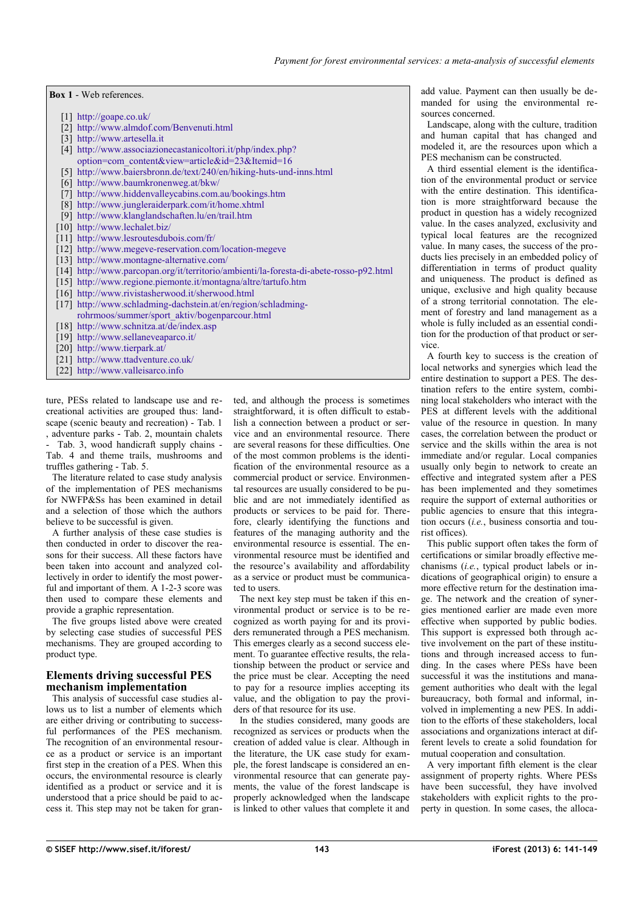**Box 1** - Web references.

[1] http://goape.co.uk/
[2] http://www.almdof.com/Benvenuti.html
[3] http://www.artesella.it
[4] http://www.associazionecastanicoltori.it/php/index.php?option=com_content&view=article&id=23&Itemid=16
[5] http://www.baiersbronn.de/text/240/en/hiking-huts-und-inns.html
[6] http://www.baumkronenweg.at/bkw/
[7] http://www.hiddenvalleycabins.com.au/bookings.htm
[8] http://www.jungleraiderpark.com/it/home.xhtml
[9] http://www.klanglandschaften.lu/en/trail.htm
[10] http://www.lechalet.biz/
[11] http://www.lesroutesdubois.com/fr/
[12] http://www.megeve-reservation.com/location-megeve
[13] http://www.montagne-alternative.com/
[14] http://www.parcopan.org/it/territorio/ambienti/la-foresta-di-abete-rosso-p92.html
[15] http://www.regione.piemonte.it/montagna/altre/tartufo.htm
[16] http://www.rivistasherwood.it/sherwood.html
[17] http://www.schladming-dachstein.at/en/region/schladming-rohrmoos/summer/sport_aktiv/bogenparcour.html
[18] http://www.schnitza.at/de/index.asp
[19] http://www.sellaneveaparco.it/
[20] http://www.tierpark.at/
[21] http://www.ttadventure.co.uk/
[22] http://www.valleisarco.info

ture, PESs related to landscape use and recreational activities are grouped thus: landscape (scenic beauty and recreation) - Tab. 1 , adventure parks - Tab. 2, mountain chalets - Tab. 3, wood handicraft supply chains - Tab. 4 and theme trails, mushrooms and truffles gathering - Tab. 5.

The literature related to case study analysis of the implementation of PES mechanisms for NWFP&Ss has been examined in detail and a selection of those which the authors believe to be successful is given.

A further analysis of these case studies is then conducted in order to discover the reasons for their success. All these factors have been taken into account and analyzed collectively in order to identify the most powerful and important of them. A 1-2-3 score was then used to compare these elements and provide a graphic representation.

The five groups listed above were created by selecting case studies of successful PES mechanisms. They are grouped according to product type.

## Elements driving successful PES mechanism implementation

This analysis of successful case studies allows us to list a number of elements which are either driving or contributing to successful performances of the PES mechanism. The recognition of an environmental resource as a product or service is an important first step in the creation of a PES. When this occurs, the environmental resource is clearly identified as a product or service and it is understood that a price should be paid to access it. This step may not be taken for granted, and although the process is sometimes straightforward, it is often difficult to establish a connection between a product or service and an environmental resource. There are several reasons for these difficulties. One of the most common problems is the identification of the environmental resource as a commercial product or service. Environmental resources are usually considered to be public and are not immediately identified as products or services to be paid for. Therefore, clearly identifying the functions and features of the managing authority and the environmental resource is essential. The environmental resource must be identified and the resource's availability and affordability as a service or product must be communicated to users.

The next key step must be taken if this environmental product or service is to be recognized as worth paying for and its providers remunerated through a PES mechanism. This emerges clearly as a second success element. To guarantee effective results, the relationship between the product or service and the price must be clear. Accepting the need to pay for a resource implies accepting its value, and the obligation to pay the providers of that resource for its use.

In the studies considered, many goods are recognized as services or products when the creation of added value is clear. Although in the literature, the UK case study for example, the forest landscape is considered an environmental resource that can generate payments, the value of the forest landscape is properly acknowledged when the landscape is linked to other values that complete it and add value. Payment can then usually be demanded for using the environmental resources concerned.

Landscape, along with the culture, tradition and human capital that has changed and modeled it, are the resources upon which a PES mechanism can be constructed.

A third essential element is the identification of the environmental product or service with the entire destination. This identification is more straightforward because the product in question has a widely recognized value. In the cases analyzed, exclusivity and typical local features are the recognized value. In many cases, the success of the products lies precisely in an embedded policy of differentiation in terms of product quality and uniqueness. The product is defined as unique, exclusive and high quality because of a strong territorial connotation. The element of forestry and land management as a whole is fully included as an essential condition for the production of that product or service.

A fourth key to success is the creation of local networks and synergies which lead the entire destination to support a PES. The destination refers to the entire system, combining local stakeholders who interact with the PES at different levels with the additional value of the resource in question. In many cases, the correlation between the product or service and the skills within the area is not immediate and/or regular. Local companies usually only begin to network to create an effective and integrated system after a PES has been implemented and they sometimes require the support of external authorities or public agencies to ensure that this integration occurs (*i.e.*, business consortia and tourist offices).

This public support often takes the form of certifications or similar broadly effective mechanisms (*i.e.*, typical product labels or indications of geographical origin) to ensure a more effective return for the destination image. The network and the creation of synergies mentioned earlier are made even more effective when supported by public bodies. This support is expressed both through active involvement on the part of these institutions and through increased access to funding. In the cases where PESs have been successful it was the institutions and management authorities who dealt with the legal bureaucracy, both formal and informal, involved in implementing a new PES. In addition to the efforts of these stakeholders, local associations and organizations interact at different levels to create a solid foundation for mutual cooperation and consultation.

A very important fifth element is the clear assignment of property rights. Where PESs have been successful, they have involved stakeholders with explicit rights to the property in question. In some cases, the alloca-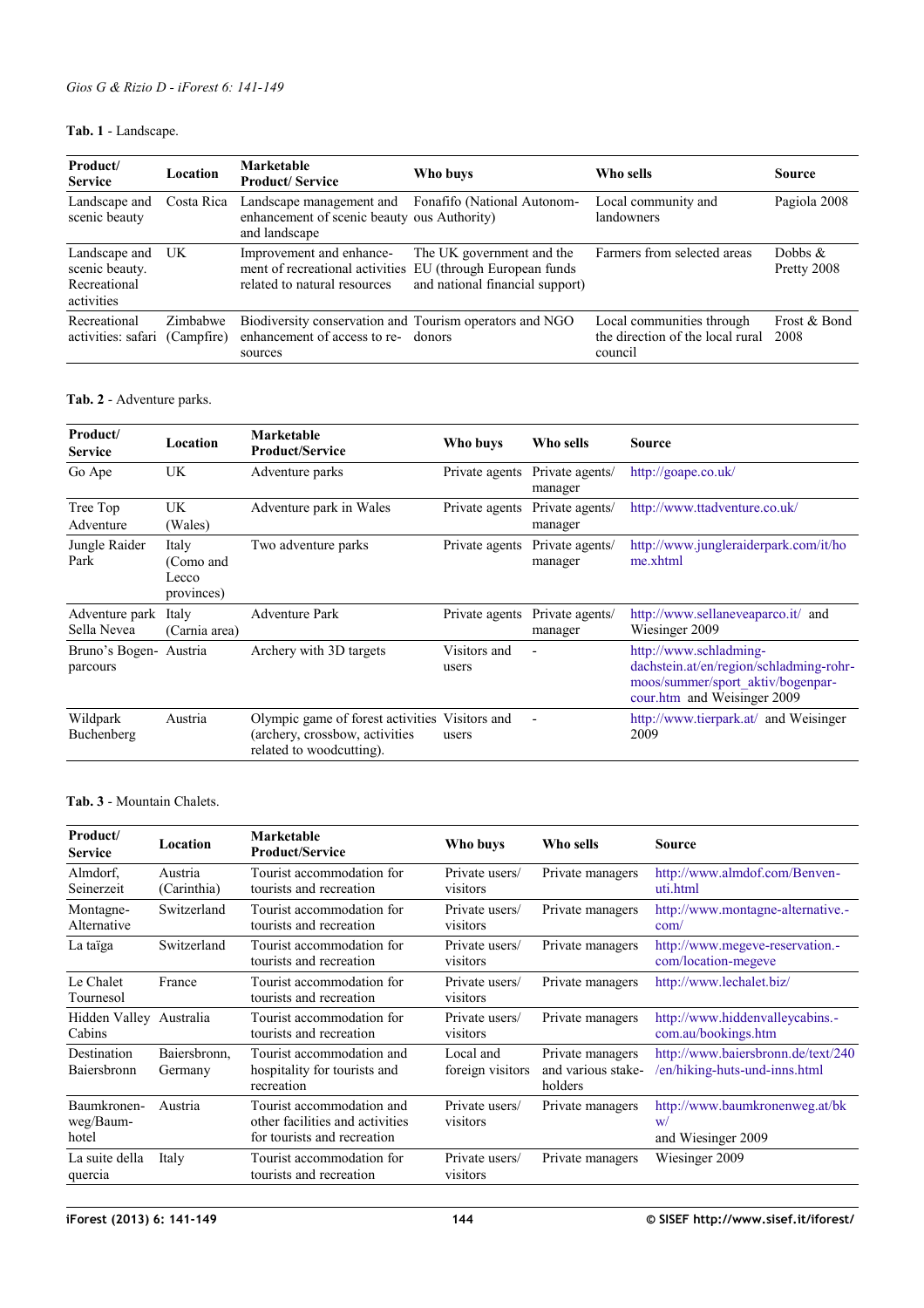**Tab. 1** - Landscape.

| Product/ Service | Location | Marketable Product/ Service | Who buys | Who sells | Source |
|---|---|---|---|---|---|
| Landscape and scenic beauty | Costa Rica | Landscape management and enhancement of scenic beauty and landscape | Fonafifo (National Autonomous Authority) | Local community and landowners | Pagiola 2008 |
| Landscape and scenic beauty. Recreational activities | UK | Improvement and enhancement of recreational activities related to natural resources | The UK government and the EU (through European funds and national financial support) | Farmers from selected areas | Dobbs & Pretty 2008 |
| Recreational activities: safari | Zimbabwe (Campfire) | Biodiversity conservation and enhancement of access to resources | Tourism operators and NGO donors | Local communities through the direction of the local rural council | Frost & Bond 2008 |

**Tab. 2** - Adventure parks.

| Product/ Service | Location | Marketable Product/Service | Who buys | Who sells | Source |
|---|---|---|---|---|---|
| Go Ape | UK | Adventure parks | Private agents | Private agents/ manager | http://goape.co.uk/ |
| Tree Top Adventure | UK (Wales) | Adventure park in Wales | Private agents | Private agents/ manager | http://www.ttadventure.co.uk/ |
| Jungle Raider Park | Italy (Como and Lecco provinces) | Two adventure parks | Private agents | Private agents/ manager | http://www.jungleraiderpark.com/it/home.xhtml |
| Adventure park Sella Nevea | Italy (Carnia area) | Adventure Park | Private agents | Private agents/ manager | http://www.sellaneveaparco.it/ and Wiesinger 2009 |
| Bruno's Bogen-parcours | Austria | Archery with 3D targets | Visitors and users | - | http://www.schladming-dachstein.at/en/region/schladming-rohrmoos/summer/sport_aktiv/bogenparcour.htm and Weisinger 2009 |
| Wildpark Buchenberg | Austria | Olympic game of forest activities (archery, crossbow, activities related to woodcutting). | Visitors and users | - | http://www.tierpark.at/ and Weisinger 2009 |

**Tab. 3** - Mountain Chalets.

| Product/ Service | Location | Marketable Product/Service | Who buys | Who sells | Source |
|---|---|---|---|---|---|
| Almdorf, Seinerzeit | Austria (Carinthia) | Tourist accommodation for tourists and recreation | Private users/ visitors | Private managers | http://www.almdof.com/Benvenuti.html |
| Montagne-Alternative | Switzerland | Tourist accommodation for tourists and recreation | Private users/ visitors | Private managers | http://www.montagne-alternative.com/ |
| La taïga | Switzerland | Tourist accommodation for tourists and recreation | Private users/ visitors | Private managers | http://www.megeve-reservation.com/location-megeve |
| Le Chalet Tournesol | France | Tourist accommodation for tourists and recreation | Private users/ visitors | Private managers | http://www.lechalet.biz/ |
| Hidden Valley Cabins | Australia | Tourist accommodation for tourists and recreation | Private users/ visitors | Private managers | http://www.hiddenvalleycabins.com.au/bookings.htm |
| Destination Baiersbronn | Baiersbronn, Germany | Tourist accommodation and hospitality for tourists and recreation | Local and foreign visitors | Private managers and various stakeholders | http://www.baiersbronn.de/text/240/en/hiking-huts-und-inns.html |
| Baumkronenweg/Baumhotel | Austria | Tourist accommodation and other facilities and activities for tourists and recreation | Private users/ visitors | Private managers | http://www.baumkronenweg.at/bkw/ and Wiesinger 2009 |
| La suite della quercia | Italy | Tourist accommodation for tourists and recreation | Private users/ visitors | Private managers | Wiesinger 2009 |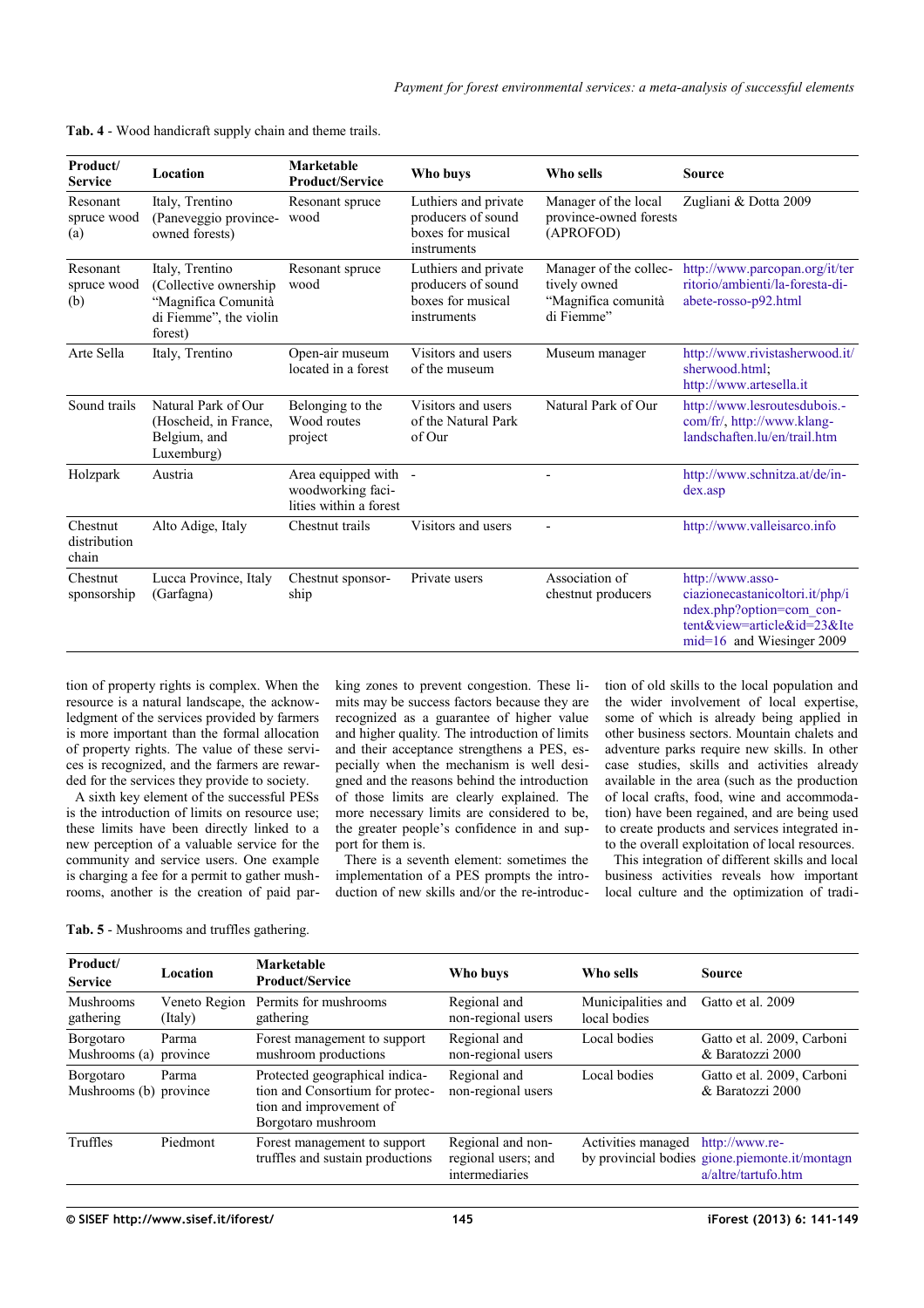**Tab. 4** - Wood handicraft supply chain and theme trails.

| Product/ Service | Location | Marketable Product/Service | Who buys | Who sells | Source |
|---|---|---|---|---|---|
| Resonant spruce wood (a) | Italy, Trentino (Paneveggio province-owned forests) | Resonant spruce wood | Luthiers and private producers of sound boxes for musical instruments | Manager of the local province-owned forests (APROFOD) | Zugliani & Dotta 2009 |
| Resonant spruce wood (b) | Italy, Trentino (Collective ownership "Magnifica Comunità di Fiemme", the violin forest) | Resonant spruce wood | Luthiers and private producers of sound boxes for musical instruments | Manager of the collectively owned "Magnifica comunità di Fiemme" | http://www.parcopan.org/it/territorio/ambienti/la-foresta-di-abete-rosso-p92.html |
| Arte Sella | Italy, Trentino | Open-air museum located in a forest | Visitors and users of the museum | Museum manager | http://www.rivistasherwood.it/sherwood.html; http://www.artesella.it |
| Sound trails | Natural Park of Our (Hoscheid, in France, Belgium, and Luxemburg) | Belonging to the Wood routes project | Visitors and users of the Natural Park of Our | Natural Park of Our | http://www.lesroutesdubois.com/fr/, http://www.klang-landschaften.lu/en/trail.htm |
| Holzpark | Austria | Area equipped with woodworking facilities within a forest | - | - | http://www.schnitza.at/de/index.asp |
| Chestnut distribution chain | Alto Adige, Italy | Chestnut trails | Visitors and users | - | http://www.valleisarco.info |
| Chestnut sponsorship | Lucca Province, Italy (Garfagna) | Chestnut sponsorship | Private users | Association of chestnut producers | http://www.associazionecastanicoltori.it/php/index.php?option=com_content&view=article&id=23&Itemid=16 and Wiesinger 2009 |

tion of property rights is complex. When the resource is a natural landscape, the acknowledgment of the services provided by farmers is more important than the formal allocation of property rights. The value of these services is recognized, and the farmers are rewarded for the services they provide to society.

A sixth key element of the successful PESs is the introduction of limits on resource use; these limits have been directly linked to a new perception of a valuable service for the community and service users. One example is charging a fee for a permit to gather mushrooms, another is the creation of paid parking zones to prevent congestion. These limits may be success factors because they are recognized as a guarantee of higher value and higher quality. The introduction of limits and their acceptance strengthens a PES, especially when the mechanism is well designed and the reasons behind the introduction of those limits are clearly explained. The more necessary limits are considered to be, the greater people's confidence in and support for them is.

There is a seventh element: sometimes the implementation of a PES prompts the introduction of new skills and/or the re-introduction of old skills to the local population and the wider involvement of local expertise, some of which is already being applied in other business sectors. Mountain chalets and adventure parks require new skills. In other case studies, skills and activities already available in the area (such as the production of local crafts, food, wine and accommodation) have been regained, and are being used to create products and services integrated into the overall exploitation of local resources.

This integration of different skills and local business activities reveals how important local culture and the optimization of tradi-

**Tab. 5** - Mushrooms and truffles gathering.

| Product/ Service | Location | Marketable Product/Service | Who buys | Who sells | Source |
|---|---|---|---|---|---|
| Mushrooms gathering | Veneto Region (Italy) | Permits for mushrooms gathering | Regional and non-regional users | Municipalities and local bodies | Gatto et al. 2009 |
| Borgotaro Mushrooms (a) | Parma province | Forest management to support mushroom productions | Regional and non-regional users | Local bodies | Gatto et al. 2009, Carboni & Baratozzi 2000 |
| Borgotaro Mushrooms (b) | Parma province | Protected geographical indication and Consortium for protection and improvement of Borgotaro mushroom | Regional and non-regional users | Local bodies | Gatto et al. 2009, Carboni & Baratozzi 2000 |
| Truffles | Piedmont | Forest management to support truffles and sustain productions | Regional and non-regional users; and intermediaries | Activities managed by provincial bodies | http://www.regione.piemonte.it/montagna/altre/tartufo.htm |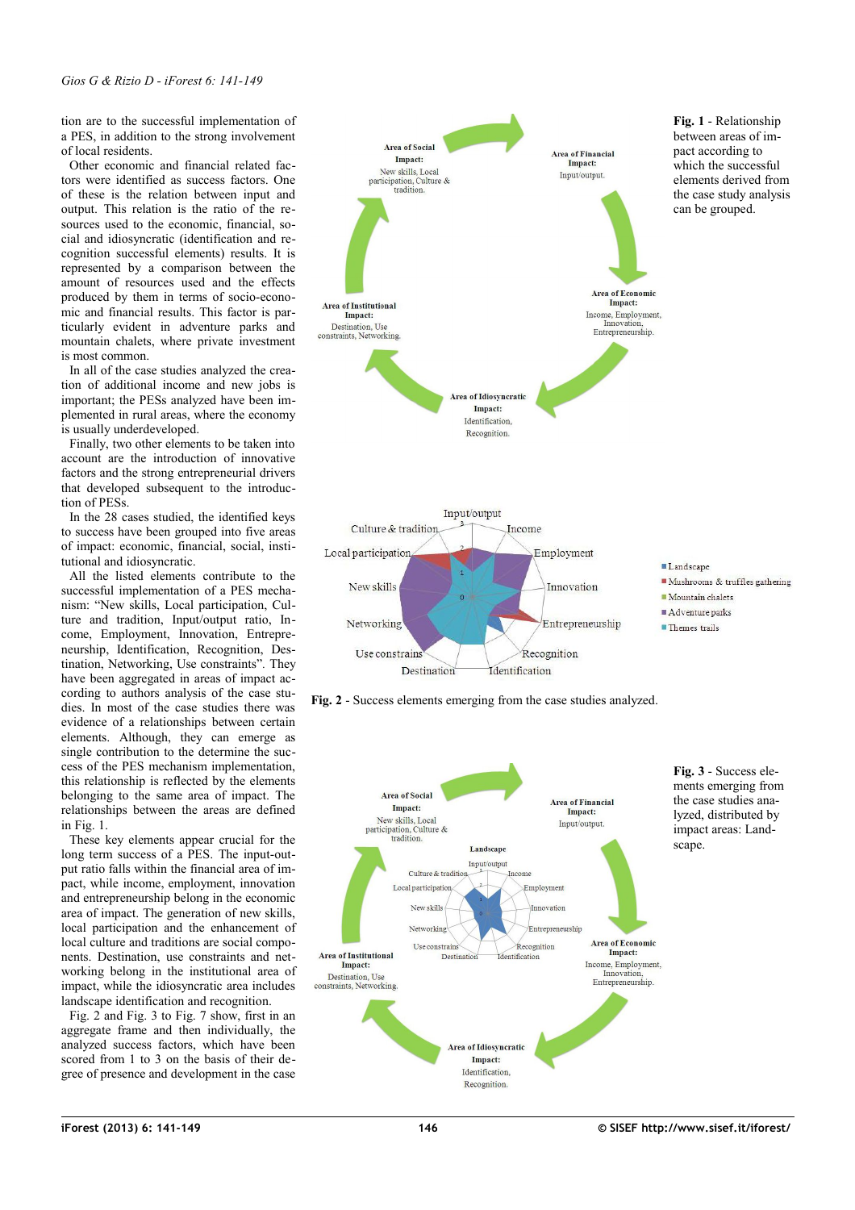tion are to the successful implementation of a PES, in addition to the strong involvement of local residents.

Other economic and financial related factors were identified as success factors. One of these is the relation between input and output. This relation is the ratio of the resources used to the economic, financial, social and idiosyncratic (identification and recognition successful elements) results. It is represented by a comparison between the amount of resources used and the effects produced by them in terms of socio-economic and financial results. This factor is particularly evident in adventure parks and mountain chalets, where private investment is most common.

In all of the case studies analyzed the creation of additional income and new jobs is important; the PESs analyzed have been implemented in rural areas, where the economy is usually underdeveloped.

Finally, two other elements to be taken into account are the introduction of innovative factors and the strong entrepreneurial drivers that developed subsequent to the introduction of PESs.

In the 28 cases studied, the identified keys to success have been grouped into five areas of impact: economic, financial, social, institutional and idiosyncratic.

All the listed elements contribute to the successful implementation of a PES mechanism: "New skills, Local participation, Culture and tradition, Input/output ratio, Income, Employment, Innovation, Entrepreneurship, Identification, Recognition, Destination, Networking, Use constraints". They have been aggregated in areas of impact according to authors analysis of the case studies. In most of the case studies there was evidence of a relationships between certain elements. Although, they can emerge as single contribution to the determine the success of the PES mechanism implementation, this relationship is reflected by the elements belonging to the same area of impact. The relationships between the areas are defined in Fig. 1.

These key elements appear crucial for the long term success of a PES. The input-output ratio falls within the financial area of impact, while income, employment, innovation and entrepreneurship belong in the economic area of impact. The generation of new skills, local participation and the enhancement of local culture and traditions are social components. Destination, use constraints and networking belong in the institutional area of impact, while the idiosyncratic area includes landscape identification and recognition.

Fig. 2 and Fig. 3 to Fig. 7 show, first in an aggregate frame and then individually, the analyzed success factors, which have been scored from 1 to 3 on the basis of their degree of presence and development in the case

Area of Social Impact: New skills, Local participation, Culture & tradition.
Area of Financial Impact: Input/output.
Area of Economic Impact: Income, Employment, Innovation, Entrepreneurship.
Area of Idiosyncratic Impact: Identification, Recognition.
Area of Institutional Impact: Destination, Use constraints, Networking.

**Fig. 1** - Relationship between areas of impact according to which the successful elements derived from the case study analysis can be grouped.

Input/output
Income
Employment
Innovation
Entrepreneurship
Recognition
Identification
Destination
Use constrains
Networking
New skills
Local participation
Culture & tradition
3
2
1
0

Landscape
Mushrooms & truffles gathering
Mountain chalets
Adventure parks
Themes trails

**Fig. 2** - Success elements emerging from the case studies analyzed.

Area of Social Impact: New skills, Local participation, Culture & tradition.
Area of Financial Impact: Input/output.
Area of Economic Impact: Income, Employment, Innovation, Entrepreneurship.
Area of Idiosyncratic Impact: Identification, Recognition.
Area of Institutional Impact: Destination, Use constraints, Networking.

Landscape
Input/output
Income
Employment
Innovation
Entrepreneurship
Recognition
Identification
Destination
Use constrains
Networking
New skills
Local participation
Culture & tradition
3
2
1
0

**Fig. 3** - Success elements emerging from the case studies analyzed, distributed by impact areas: Landscape.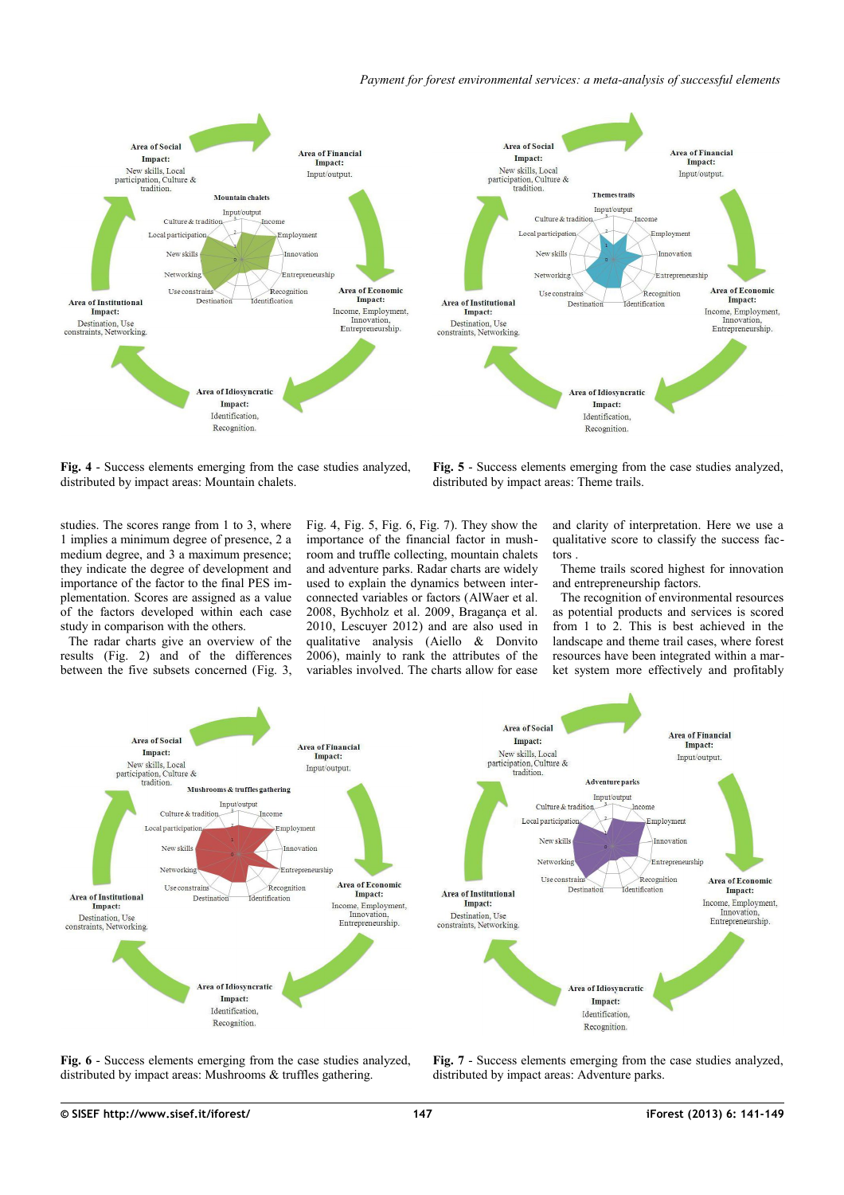Fig. 4 - Success elements emerging from the case studies analyzed, distributed by impact areas: Mountain chalets.

Fig. 5 - Success elements emerging from the case studies analyzed, distributed by impact areas: Theme trails.

studies. The scores range from 1 to 3, where 1 implies a minimum degree of presence, 2 a medium degree, and 3 a maximum presence; they indicate the degree of development and importance of the factor to the final PES implementation. Scores are assigned as a value of the factors developed within each case study in comparison with the others.

The radar charts give an overview of the results (Fig. 2) and of the differences between the five subsets concerned (Fig. 3, Fig. 4, Fig. 5, Fig. 6, Fig. 7). They show the importance of the financial factor in mushroom and truffle collecting, mountain chalets and adventure parks. Radar charts are widely used to explain the dynamics between interconnected variables or factors (AlWaer et al. 2008, Bychholz et al. 2009, Bragança et al. 2010, Lescuyer 2012) and are also used in qualitative analysis (Aiello & Donvito 2006), mainly to rank the attributes of the variables involved. The charts allow for ease and clarity of interpretation. Here we use a qualitative score to classify the success factors .

Theme trails scored highest for innovation and entrepreneurship factors.

The recognition of environmental resources as potential products and services is scored from 1 to 2. This is best achieved in the landscape and theme trail cases, where forest resources have been integrated within a market system more effectively and profitably

Fig. 6 - Success elements emerging from the case studies analyzed, distributed by impact areas: Mushrooms & truffles gathering.

Fig. 7 - Success elements emerging from the case studies analyzed, distributed by impact areas: Adventure parks.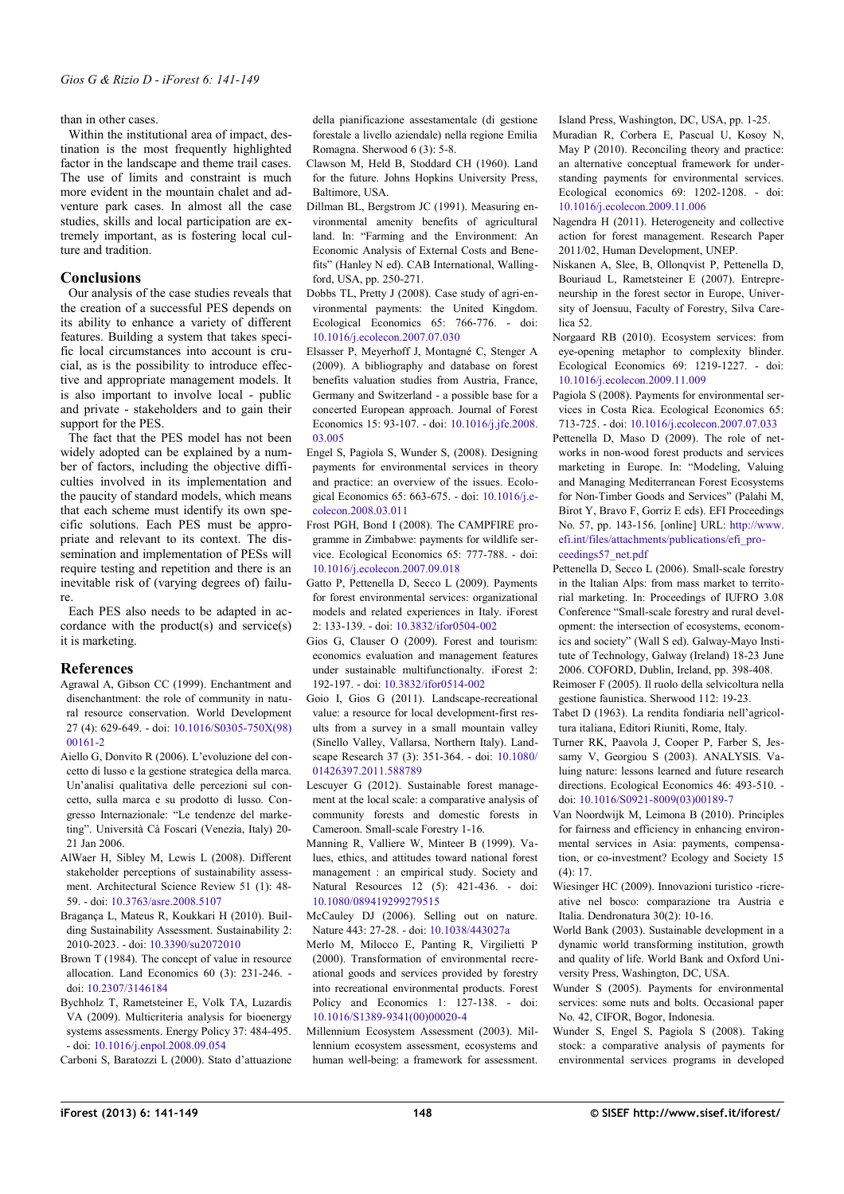than in other cases.

Within the institutional area of impact, destination is the most frequently highlighted factor in the landscape and theme trail cases. The use of limits and constraint is much more evident in the mountain chalet and adventure park cases. In almost all the case studies, skills and local participation are extremely important, as is fostering local culture and tradition.

## Conclusions

Our analysis of the case studies reveals that the creation of a successful PES depends on its ability to enhance a variety of different features. Building a system that takes specific local circumstances into account is crucial, as is the possibility to introduce effective and appropriate management models. It is also important to involve local - public and private - stakeholders and to gain their support for the PES.

The fact that the PES model has not been widely adopted can be explained by a number of factors, including the objective difficulties involved in its implementation and the paucity of standard models, which means that each scheme must identify its own specific solutions. Each PES must be appropriate and relevant to its context. The dissemination and implementation of PESs will require testing and repetition and there is an inevitable risk of (varying degrees of) failure.

Each PES also needs to be adapted in accordance with the product(s) and service(s) it is marketing.

## References

Agrawal A, Gibson CC (1999). Enchantment and disenchantment: the role of community in natural resource conservation. World Development 27 (4): 629-649. - doi: 10.1016/S0305-750X(98)00161-2

Aiello G, Donvito R (2006). L'evoluzione del concetto di lusso e la gestione strategica della marca. Un'analisi qualitativa delle percezioni sul concetto, sulla marca e su prodotto di lusso. Congresso Internazionale: "Le tendenze del marketing". Università Cà Foscari (Venezia, Italy) 20-21 Jan 2006.

AlWaer H, Sibley M, Lewis L (2008). Different stakeholder perceptions of sustainability assessment. Architectural Science Review 51 (1): 48-59. - doi: 10.3763/asre.2008.5107

Bragança L, Mateus R, Koukkari H (2010). Building Sustainability Assessment. Sustainability 2: 2010-2023. - doi: 10.3390/su2072010

Brown T (1984). The concept of value in resource allocation. Land Economics 60 (3): 231-246. - doi: 10.2307/3146184

Bychholz T, Rametsteiner E, Volk TA, Luzardis VA (2009). Multicriteria analysis for bioenergy systems assessments. Energy Policy 37: 484-495. - doi: 10.1016/j.enpol.2008.09.054

Carboni S, Baratozzi L (2000). Stato d'attuazione della pianificazione assestamentale (di gestione forestale a livello aziendale) nella regione Emilia Romagna. Sherwood 6 (3): 5-8.

Clawson M, Held B, Stoddard CH (1960). Land for the future. Johns Hopkins University Press, Baltimore, USA.

Dillman BL, Bergstrom JC (1991). Measuring environmental amenity benefits of agricultural land. In: "Farming and the Environment: An Economic Analysis of External Costs and Benefits" (Hanley N ed). CAB International, Wallingford, USA, pp. 250-271.

Dobbs TL, Pretty J (2008). Case study of agri-environmental payments: the United Kingdom. Ecological Economics 65: 766-776. - doi: 10.1016/j.ecolecon.2007.07.030

Elsasser P, Meyerhoff J, Montagné C, Stenger A (2009). A bibliography and database on forest benefits valuation studies from Austria, France, Germany and Switzerland - a possible base for a concerted European approach. Journal of Forest Economics 15: 93-107. - doi: 10.1016/j.jfe.2008.03.005

Engel S, Pagiola S, Wunder S, (2008). Designing payments for environmental services in theory and practice: an overview of the issues. Ecological Economics 65: 663-675. - doi: 10.1016/j.ecolecon.2008.03.011

Frost PGH, Bond I (2008). The CAMPFIRE programme in Zimbabwe: payments for wildlife service. Ecological Economics 65: 777-788. - doi: 10.1016/j.ecolecon.2007.09.018

Gatto P, Pettenella D, Secco L (2009). Payments for forest environmental services: organizational models and related experiences in Italy. iForest 2: 133-139. - doi: 10.3832/ifor0504-002

Gios G, Clauser O (2009). Forest and tourism: economics evaluation and management features under sustainable multifunctionalty. iForest 2: 192-197. - doi: 10.3832/ifor0514-002

Goio I, Gios G (2011). Landscape-recreational value: a resource for local development-first results from a survey in a small mountain valley (Sinello Valley, Vallarsa, Northern Italy). Landscape Research 37 (3): 351-364. - doi: 10.1080/01426397.2011.588789

Lescuyer G (2012). Sustainable forest management at the local scale: a comparative analysis of community forests and domestic forests in Cameroon. Small-scale Forestry 1-16.

Manning R, Valliere W, Minteer B (1999). Values, ethics, and attitudes toward national forest management : an empirical study. Society and Natural Resources 12 (5): 421-436. - doi: 10.1080/089419299279515

McCauley DJ (2006). Selling out on nature. Nature 443: 27-28. - doi: 10.1038/443027a

Merlo M, Milocco E, Panting R, Virgilietti P (2000). Transformation of environmental recreational goods and services provided by forestry into recreational environmental products. Forest Policy and Economics 1: 127-138. - doi: 10.1016/S1389-9341(00)00020-4

Millennium Ecosystem Assessment (2003). Millennium ecosystem assessment, ecosystems and human well-being: a framework for assessment. Island Press, Washington, DC, USA, pp. 1-25.

Muradian R, Corbera E, Pascual U, Kosoy N, May P (2010). Reconciling theory and practice: an alternative conceptual framework for understanding payments for environmental services. Ecological economics 69: 1202-1208. - doi: 10.1016/j.ecolecon.2009.11.006

Nagendra H (2011). Heterogeneity and collective action for forest management. Research Paper 2011/02, Human Development, UNEP.

Niskanen A, Slee, B, Ollonqvist P, Pettenella D, Bouriaud L, Rametsteiner E (2007). Entrepreneurship in the forest sector in Europe, University of Joensuu, Faculty of Forestry, Silva Carelica 52.

Norgaard RB (2010). Ecosystem services: from eye-opening metaphor to complexity blinder. Ecological Economics 69: 1219-1227. - doi: 10.1016/j.ecolecon.2009.11.009

Pagiola S (2008). Payments for environmental services in Costa Rica. Ecological Economics 65: 713-725. - doi: 10.1016/j.ecolecon.2007.07.033

Pettenella D, Maso D (2009). The role of networks in non-wood forest products and services marketing in Europe. In: "Modeling, Valuing and Managing Mediterranean Forest Ecosystems for Non-Timber Goods and Services" (Palahi M, Birot Y, Bravo F, Gorriz E eds). EFI Proceedings No. 57, pp. 143-156. [online] URL: http://www.efi.int/files/attachments/publications/efi_proceedings57_net.pdf

Pettenella D, Secco L (2006). Small-scale forestry in the Italian Alps: from mass market to territorial marketing. In: Proceedings of IUFRO 3.08 Conference "Small-scale forestry and rural development: the intersection of ecosystems, economics and society" (Wall S ed). Galway-Mayo Institute of Technology, Galway (Ireland) 18-23 June 2006. COFORD, Dublin, Ireland, pp. 398-408.

Reimoser F (2005). Il ruolo della selvicoltura nella gestione faunistica. Sherwood 112: 19-23.

Tabet D (1963). La rendita fondiaria nell'agricoltura italiana, Editori Riuniti, Rome, Italy.

Turner RK, Paavola J, Cooper P, Farber S, Jessamy V, Georgiou S (2003). ANALYSIS. Valuing nature: lessons learned and future research directions. Ecological Economics 46: 493-510. - doi: 10.1016/S0921-8009(03)00189-7

Van Noordwijk M, Leimona B (2010). Principles for fairness and efficiency in enhancing environmental services in Asia: payments, compensation, or co-investment? Ecology and Society 15 (4): 17.

Wiesinger HC (2009). Innovazioni turistico -ricreative nel bosco: comparazione tra Austria e Italia. Dendronatura 30(2): 10-16.

World Bank (2003). Sustainable development in a dynamic world transforming institution, growth and quality of life. World Bank and Oxford University Press, Washington, DC, USA.

Wunder S (2005). Payments for environmental services: some nuts and bolts. Occasional paper No. 42, CIFOR, Bogor, Indonesia.

Wunder S, Engel S, Pagiola S (2008). Taking stock: a comparative analysis of payments for environmental services programs in developed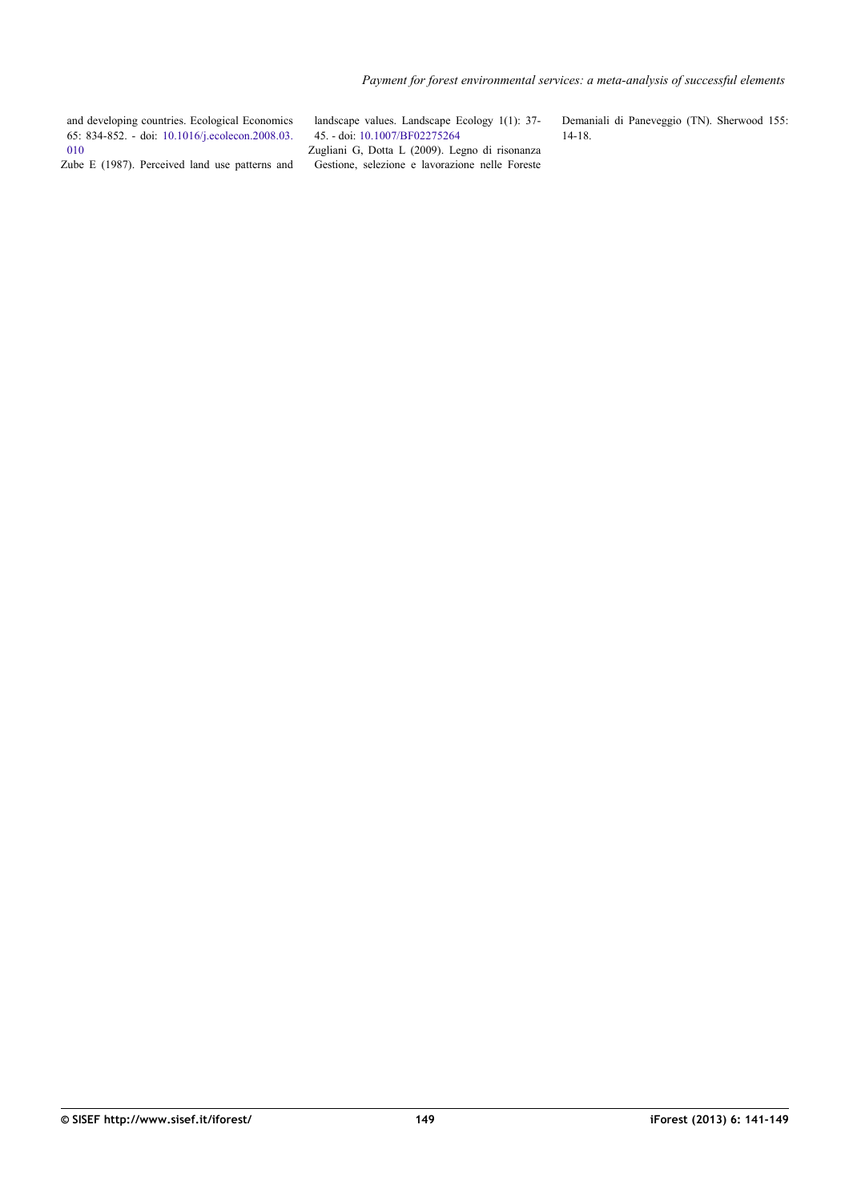and developing countries. Ecological Economics 65: 834-852. - doi: 10.1016/j.ecolecon.2008.03.010

Zube E (1987). Perceived land use patterns and landscape values. Landscape Ecology 1(1): 37-45. - doi: 10.1007/BF02275264

Zugliani G, Dotta L (2009). Legno di risonanza Gestione, selezione e lavorazione nelle Foreste Demaniali di Paneveggio (TN). Sherwood 155: 14-18.